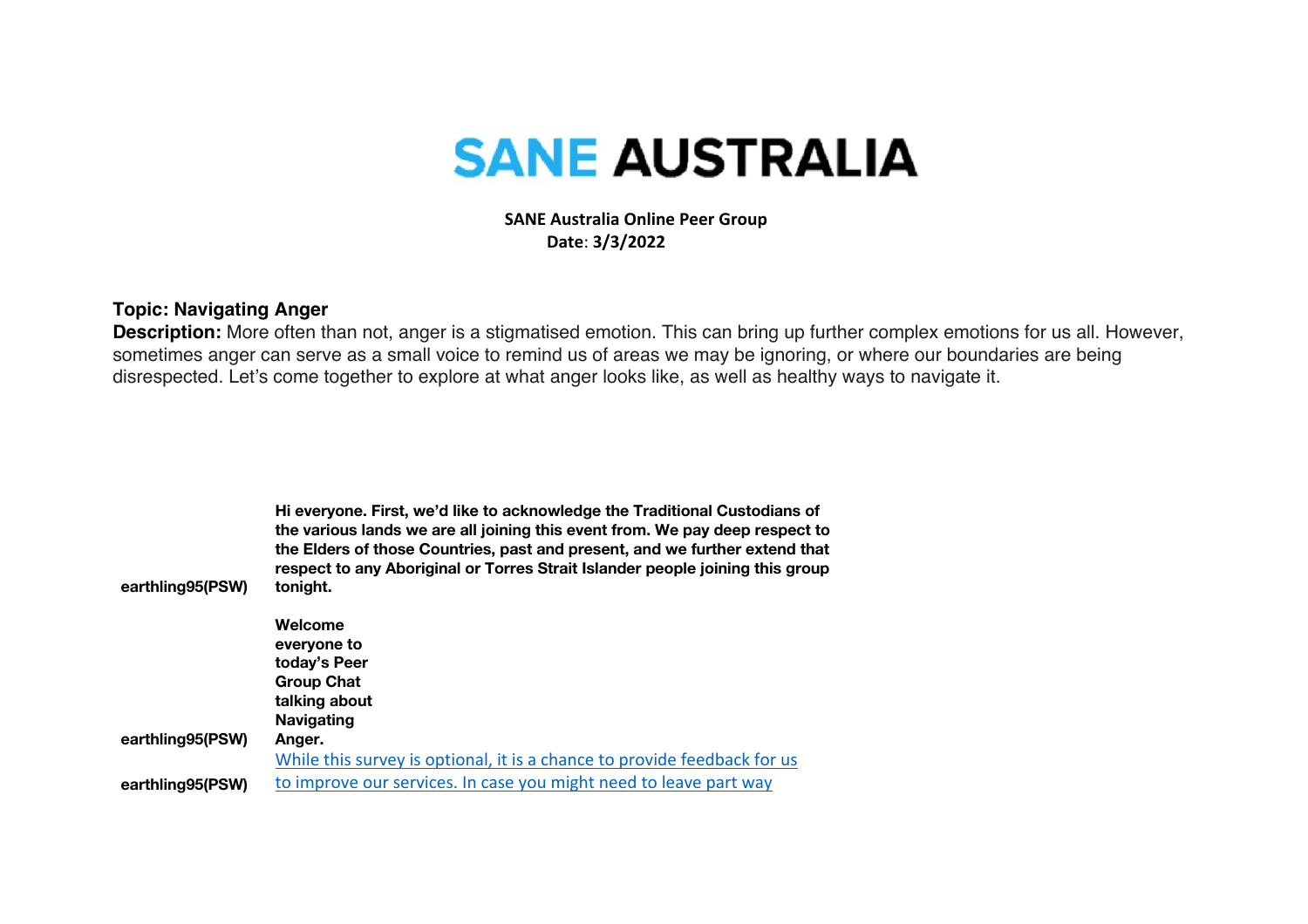# SANE AUSTRALIA

**SANE Australia Online Peer Group**
**Date: 3/3/2022**

**Topic: Navigating Anger**

**Description:** More often than not, anger is a stigmatised emotion. This can bring up further complex emotions for us all. However, sometimes anger can serve as a small voice to remind us of areas we may be ignoring, or where our boundaries are being disrespected. Let's come together to explore at what anger looks like, as well as healthy ways to navigate it.

| | |
|---|---|
| **earthling95(PSW)** | **Hi everyone. First, we'd like to acknowledge the Traditional Custodians of the various lands we are all joining this event from. We pay deep respect to the Elders of those Countries, past and present, and we further extend that respect to any Aboriginal or Torres Strait Islander people joining this group tonight.** |
| **earthling95(PSW)** | **Welcome everyone to today's Peer Group Chat talking about Navigating Anger.** |
| **earthling95(PSW)** | While this survey is optional, it is a chance to provide feedback for us to improve our services. In case you might need to leave part way |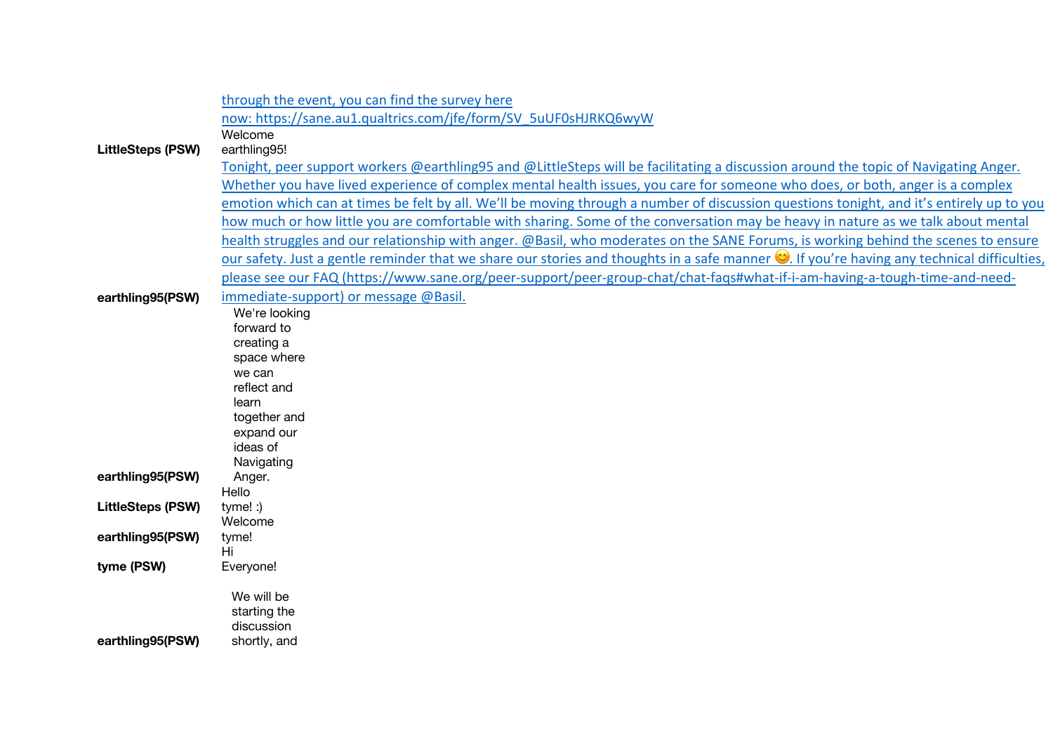| | |
|---|---|
| | through the event, you can find the survey here now: https://sane.au1.qualtrics.com/jfe/form/SV_5uUF0sHJRKQ6wyW |
| **LittleSteps (PSW)** | Welcome earthling95! |
| **earthling95(PSW)** | Tonight, peer support workers @earthling95 and @LittleSteps will be facilitating a discussion around the topic of Navigating Anger. Whether you have lived experience of complex mental health issues, you care for someone who does, or both, anger is a complex emotion which can at times be felt by all. We'll be moving through a number of discussion questions tonight, and it's entirely up to you how much or how little you are comfortable with sharing. Some of the conversation may be heavy in nature as we talk about mental health struggles and our relationship with anger. @Basil, who moderates on the SANE Forums, is working behind the scenes to ensure our safety. Just a gentle reminder that we share our stories and thoughts in a safe manner 😊. If you're having any technical difficulties, please see our FAQ (https://www.sane.org/peer-support/peer-group-chat/chat-faqs#what-if-i-am-having-a-tough-time-and-need-immediate-support) or message @Basil. |
| **earthling95(PSW)** | We're looking forward to creating a space where we can reflect and learn together and expand our ideas of Navigating Anger. |
| **LittleSteps (PSW)** | Hello tyme! :) |
| **earthling95(PSW)** | Welcome tyme! |
| **tyme (PSW)** | Hi Everyone! |
| **earthling95(PSW)** | We will be starting the discussion shortly, and |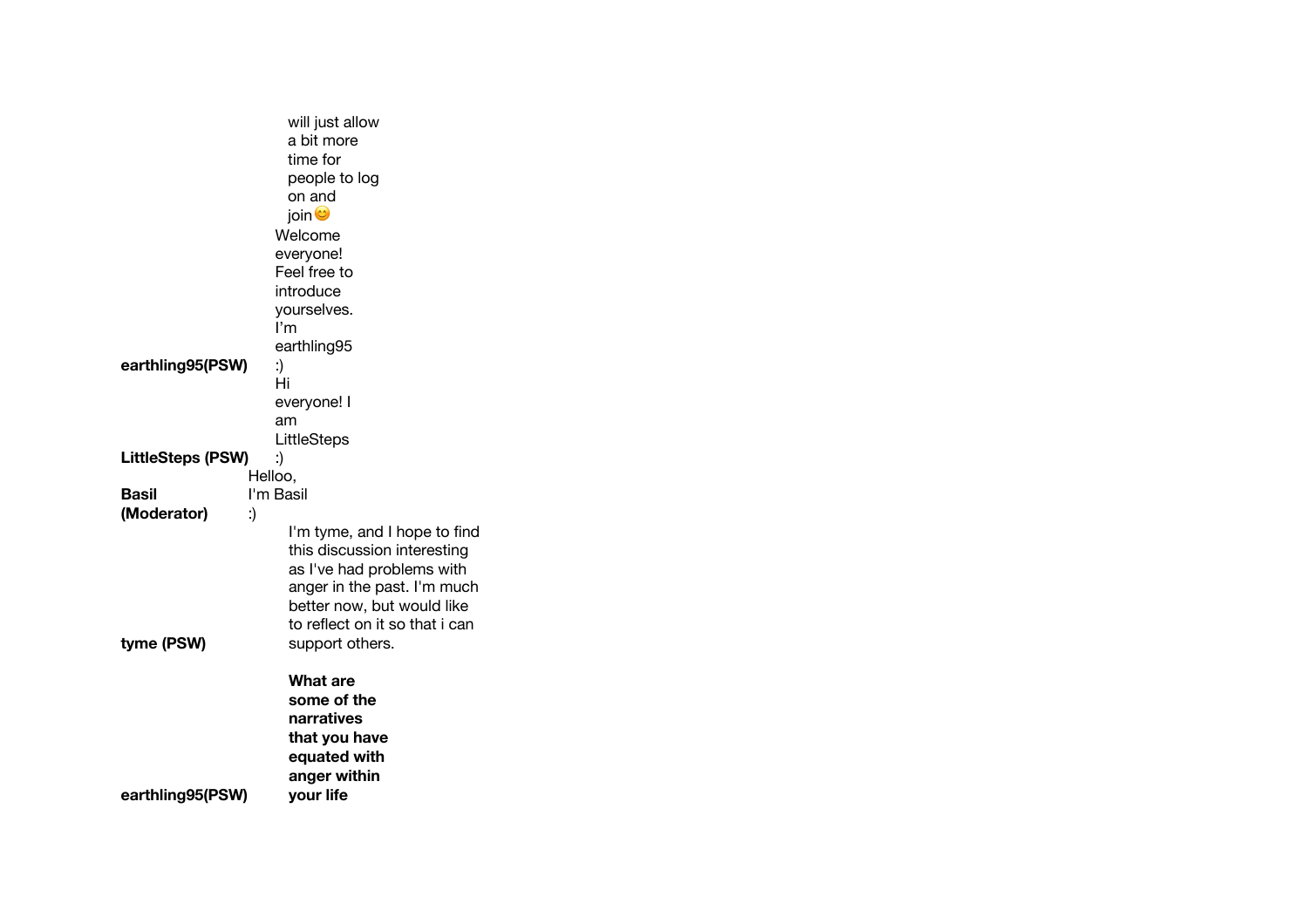| | |
|---|---|
| | will just allow a bit more time for people to log on and join😊 |
| **earthling95(PSW)** | Welcome everyone! Feel free to introduce yourselves. I'm earthling95 :) |
| **LittleSteps (PSW)** | Hi everyone! I am LittleSteps :) |
| **Basil (Moderator)** | Helloo, I'm Basil :) |
| **tyme (PSW)** | I'm tyme, and I hope to find this discussion interesting as I've had problems with anger in the past. I'm much better now, but would like to reflect on it so that i can support others. |
| **earthling95(PSW)** | **What are some of the narratives that you have equated with anger within your life** |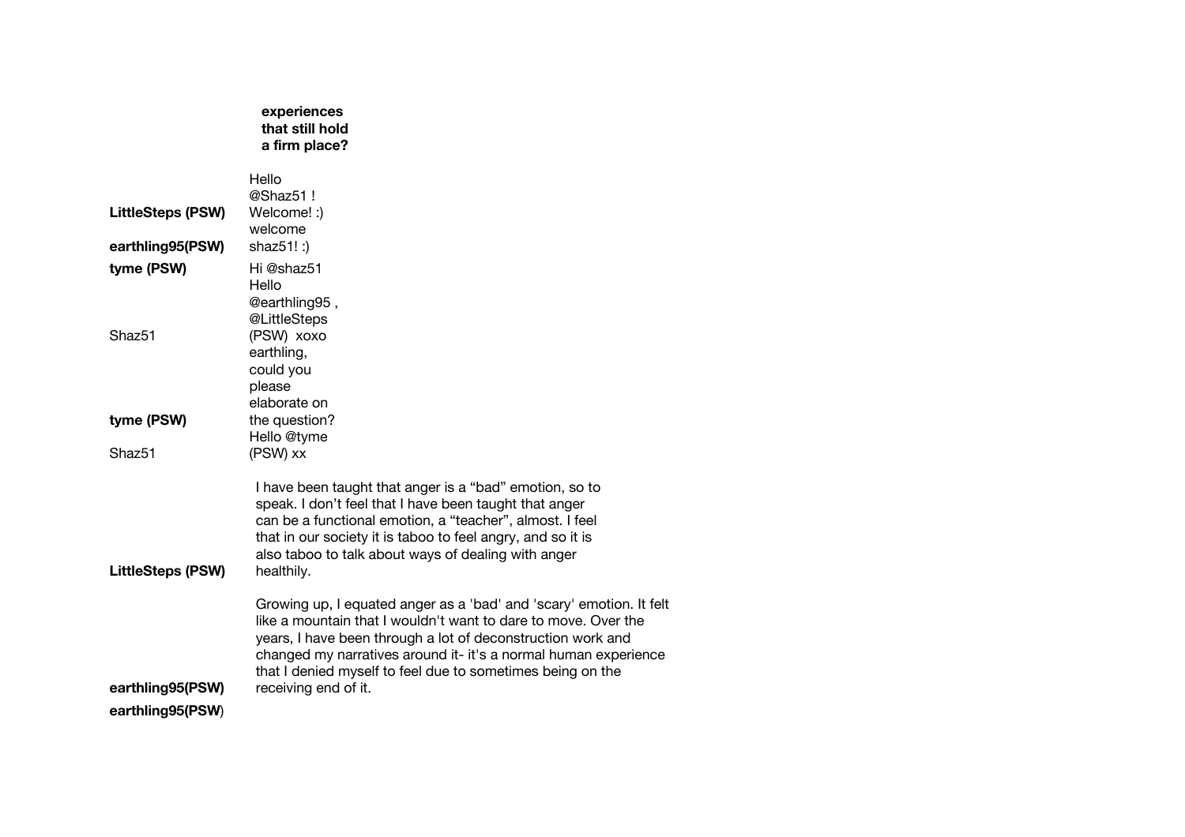| | |
|---|---|
| | **experiences that still hold a firm place?** |
| **LittleSteps (PSW)** | Hello @Shaz51 ! Welcome! :) |
| **earthling95(PSW)** | welcome shaz51! :) |
| **tyme (PSW)** | Hi @shaz51 |
| Shaz51 | Hello @earthling95 , @LittleSteps (PSW) xoxo |
| **tyme (PSW)** | earthling, could you please elaborate on the question? |
| Shaz51 | Hello @tyme (PSW) xx |
| **LittleSteps (PSW)** | I have been taught that anger is a “bad” emotion, so to speak. I don’t feel that I have been taught that anger can be a functional emotion, a “teacher”, almost. I feel that in our society it is taboo to feel angry, and so it is also taboo to talk about ways of dealing with anger healthily. |
| **earthling95(PSW)** | Growing up, I equated anger as a 'bad' and 'scary' emotion. It felt like a mountain that I wouldn't want to dare to move. Over the years, I have been through a lot of deconstruction work and changed my narratives around it- it's a normal human experience that I denied myself to feel due to sometimes being on the receiving end of it. |
| **earthling95(PSW)** | |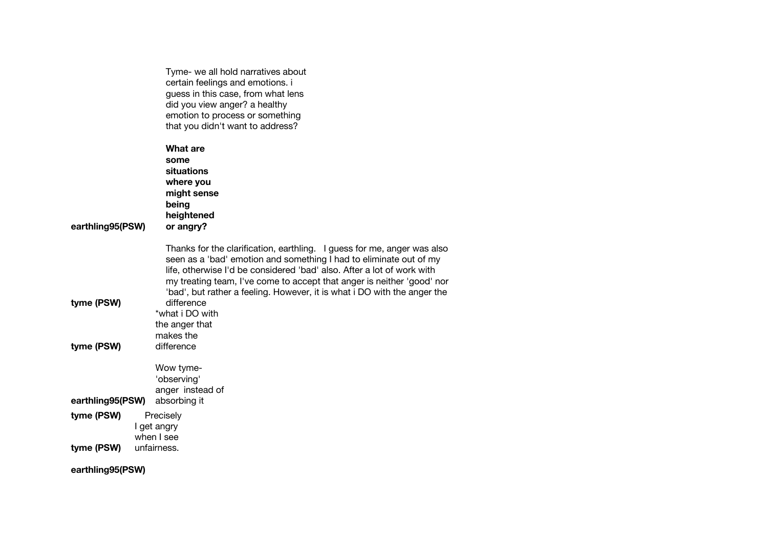**earthling95(PSW)**

Tyme- we all hold narratives about certain feelings and emotions. i guess in this case, from what lens did you view anger? a healthy emotion to process or something that you didn't want to address?

**What are some situations where you might sense being heightened or angry?**

**tyme (PSW)**

Thanks for the clarification, earthling. I guess for me, anger was also seen as a 'bad' emotion and something I had to eliminate out of my life, otherwise I'd be considered 'bad' also. After a lot of work with my treating team, I've come to accept that anger is neither 'good' nor 'bad', but rather a feeling. However, it is what i DO with the anger the difference

**tyme (PSW)**

*what i DO with the anger that makes the difference

**earthling95(PSW)**

Wow tyme- 'observing' anger instead of absorbing it

**tyme (PSW)**

Precisely

**tyme (PSW)**

I get angry when I see unfairness.

**earthling95(PSW)**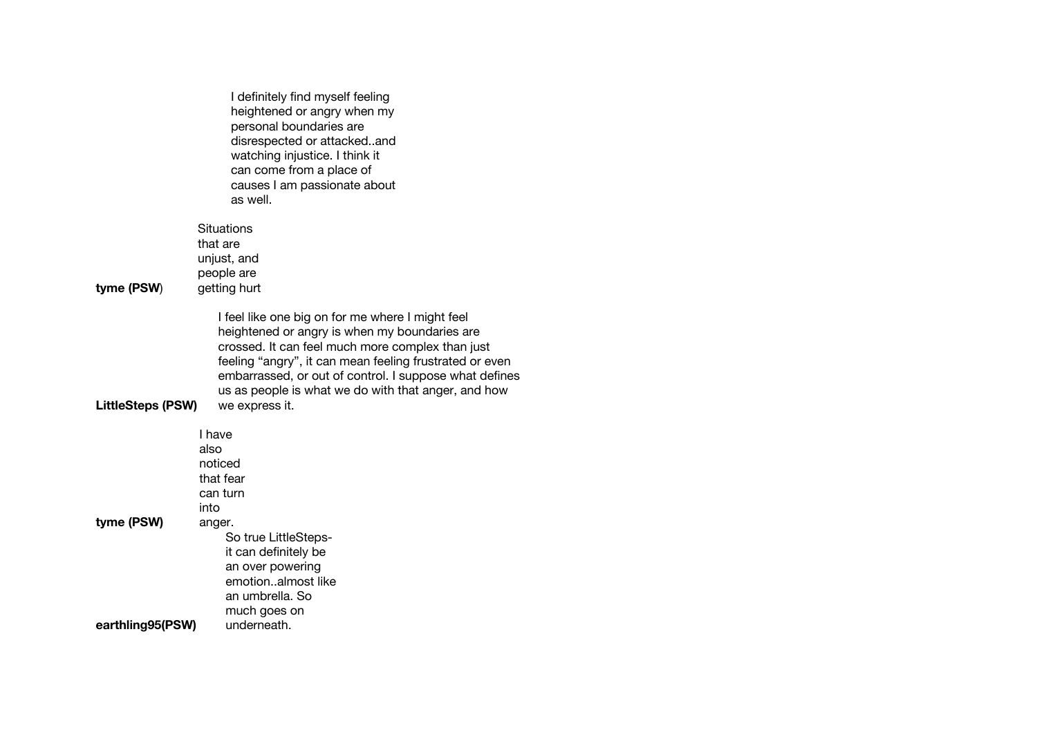I definitely find myself feeling heightened or angry when my personal boundaries are disrespected or attacked..and watching injustice. I think it can come from a place of causes I am passionate about as well.

**tyme (PSW**) Situations that are unjust, and people are getting hurt

**LittleSteps (PSW)** I feel like one big on for me where I might feel heightened or angry is when my boundaries are crossed. It can feel much more complex than just feeling "angry", it can mean feeling frustrated or even embarrassed, or out of control. I suppose what defines us as people is what we do with that anger, and how we express it.

**tyme (PSW)** I have also noticed that fear can turn into anger.

**earthling95(PSW)** So true LittleSteps- it can definitely be an over powering emotion..almost like an umbrella. So much goes on underneath.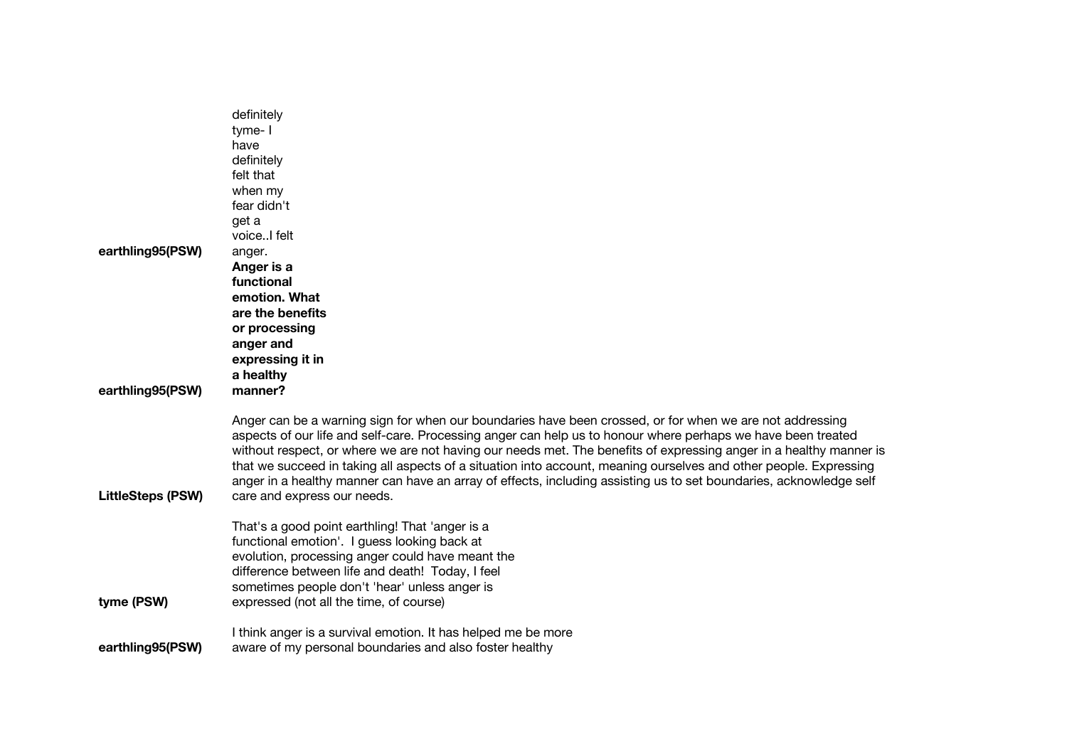| | |
|---|---|
| **earthling95(PSW)** | definitely tyme- I have definitely felt that when my fear didn't get a voice..I felt anger. |
| **earthling95(PSW)** | **Anger is a functional emotion. What are the benefits or processing anger and expressing it in a healthy manner?** |
| **LittleSteps (PSW)** | Anger can be a warning sign for when our boundaries have been crossed, or for when we are not addressing aspects of our life and self-care. Processing anger can help us to honour where perhaps we have been treated without respect, or where we are not having our needs met. The benefits of expressing anger in a healthy manner is that we succeed in taking all aspects of a situation into account, meaning ourselves and other people. Expressing anger in a healthy manner can have an array of effects, including assisting us to set boundaries, acknowledge self care and express our needs. |
| **tyme (PSW)** | That's a good point earthling! That 'anger is a functional emotion'. I guess looking back at evolution, processing anger could have meant the difference between life and death! Today, I feel sometimes people don't 'hear' unless anger is expressed (not all the time, of course) |
| **earthling95(PSW)** | I think anger is a survival emotion. It has helped me be more aware of my personal boundaries and also foster healthy |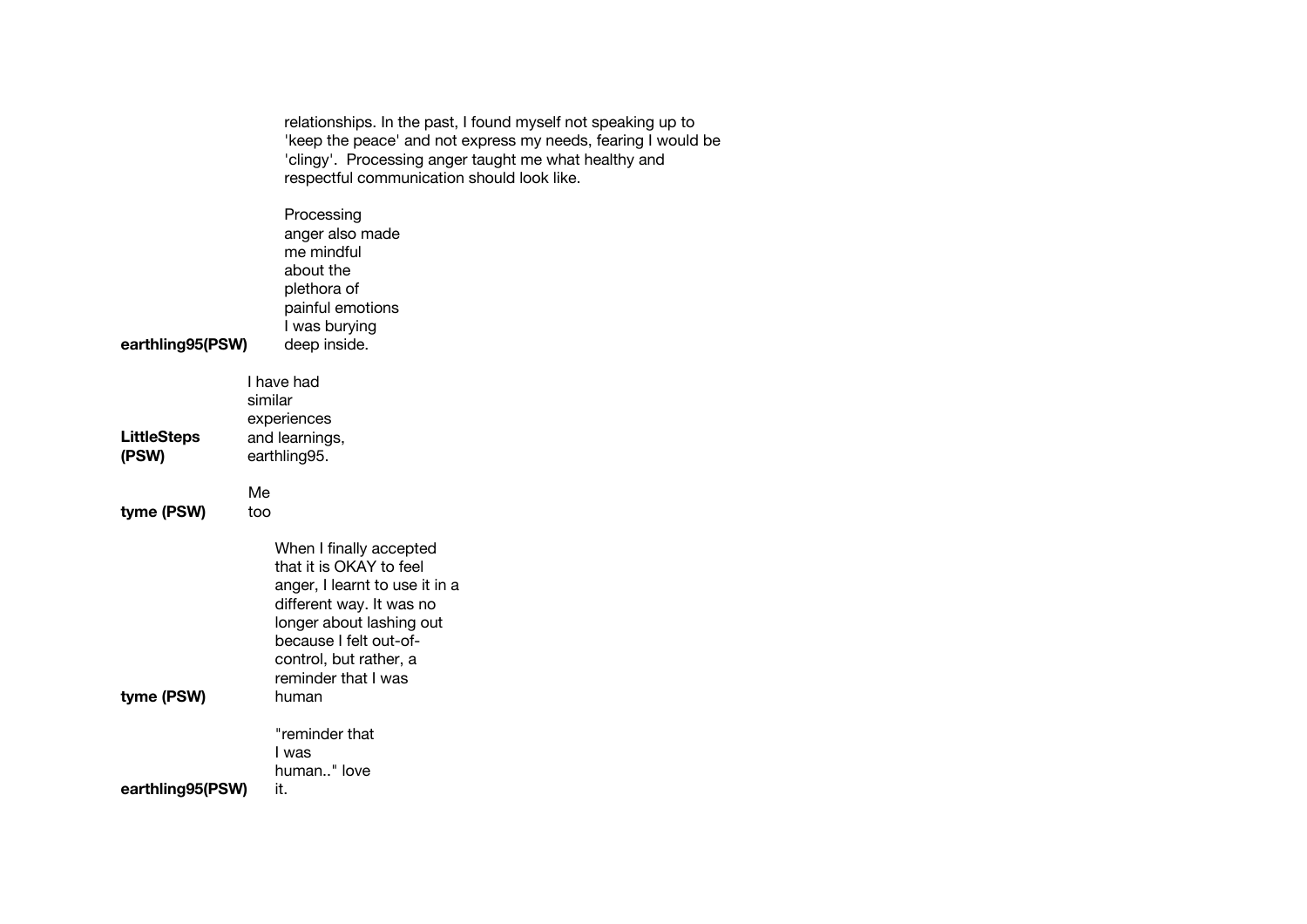relationships. In the past, I found myself not speaking up to 'keep the peace' and not express my needs, fearing I would be 'clingy'. Processing anger taught me what healthy and respectful communication should look like.

**earthling95(PSW)** Processing anger also made me mindful about the plethora of painful emotions I was burying deep inside.

**LittleSteps (PSW)** I have had similar experiences and learnings, earthling95.

**tyme (PSW)** Me too

**tyme (PSW)** When I finally accepted that it is OKAY to feel anger, I learnt to use it in a different way. It was no longer about lashing out because I felt out-of-control, but rather, a reminder that I was human

**earthling95(PSW)** "reminder that I was human.." love it.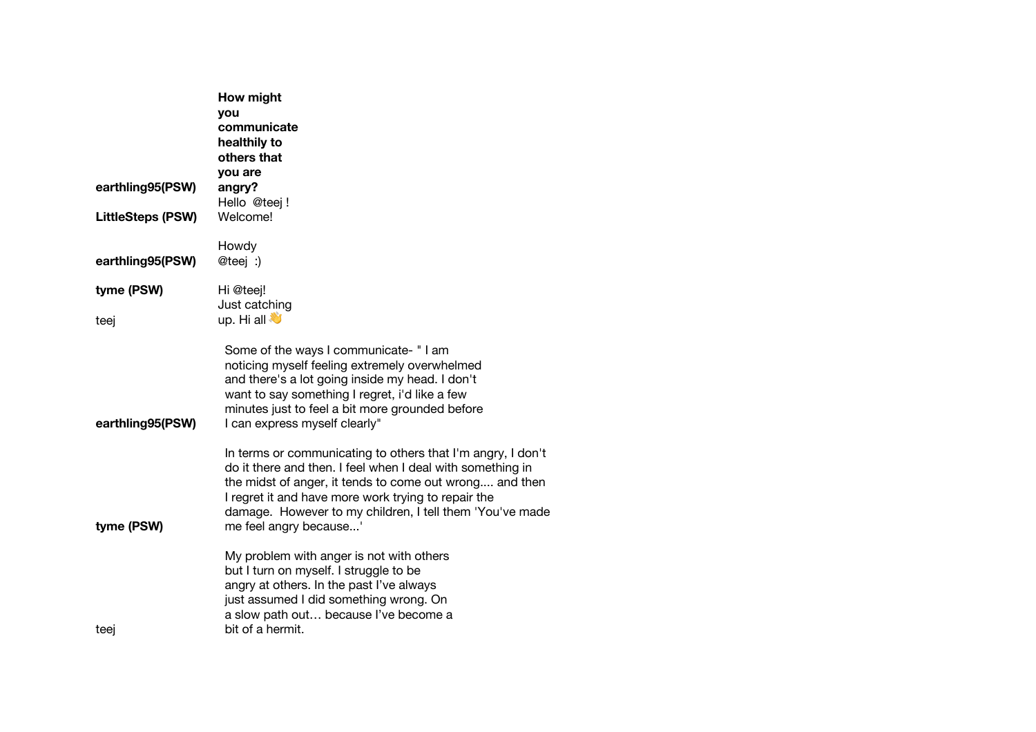| | |
|---|---|
| **earthling95(PSW)** | **How might you communicate healthily to others that you are angry?** |
| **LittleSteps (PSW)** | Hello @teej ! Welcome! |
| **earthling95(PSW)** | Howdy @teej :) |
| **tyme (PSW)** | Hi @teej! |
| teej | Just catching up. Hi all 👋 |
| **earthling95(PSW)** | Some of the ways I communicate- " I am noticing myself feeling extremely overwhelmed and there's a lot going inside my head. I don't want to say something I regret, i'd like a few minutes just to feel a bit more grounded before I can express myself clearly" |
| **tyme (PSW)** | In terms or communicating to others that I'm angry, I don't do it there and then. I feel when I deal with something in the midst of anger, it tends to come out wrong.... and then I regret it and have more work trying to repair the damage. However to my children, I tell them 'You've made me feel angry because...' |
| teej | My problem with anger is not with others but I turn on myself. I struggle to be angry at others. In the past I've always just assumed I did something wrong. On a slow path out… because I've become a bit of a hermit. |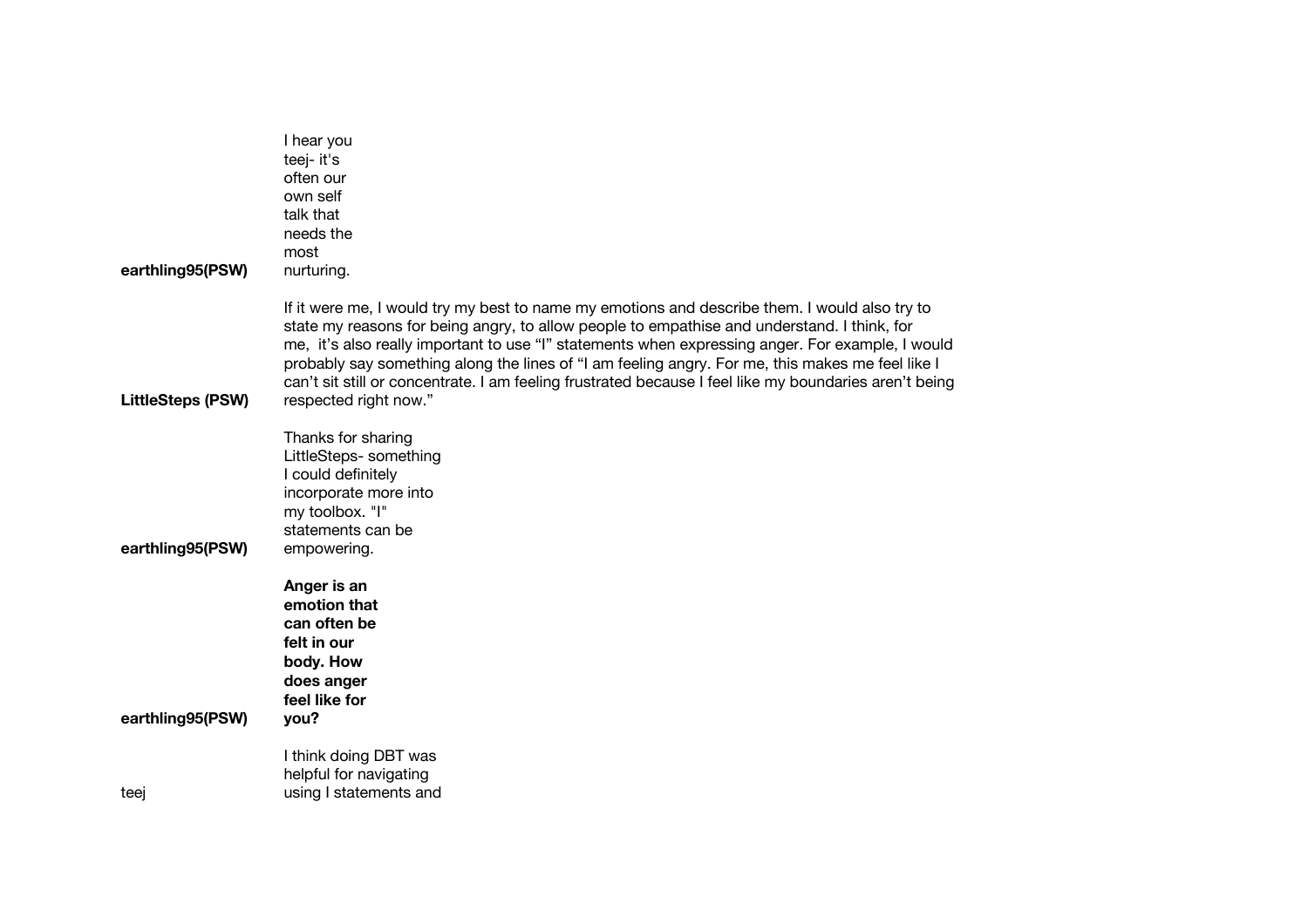**earthling95(PSW)**: I hear you teej- it's often our own self talk that needs the most nurturing.

**LittleSteps (PSW)**: If it were me, I would try my best to name my emotions and describe them. I would also try to state my reasons for being angry, to allow people to empathise and understand. I think, for me, it's also really important to use "I" statements when expressing anger. For example, I would probably say something along the lines of "I am feeling angry. For me, this makes me feel like I can't sit still or concentrate. I am feeling frustrated because I feel like my boundaries aren't being respected right now."

**earthling95(PSW)**: Thanks for sharing LittleSteps- something I could definitely incorporate more into my toolbox. "I" statements can be empowering.

**earthling95(PSW)**: **Anger is an emotion that can often be felt in our body. How does anger feel like for you?**

teej: I think doing DBT was helpful for navigating using I statements and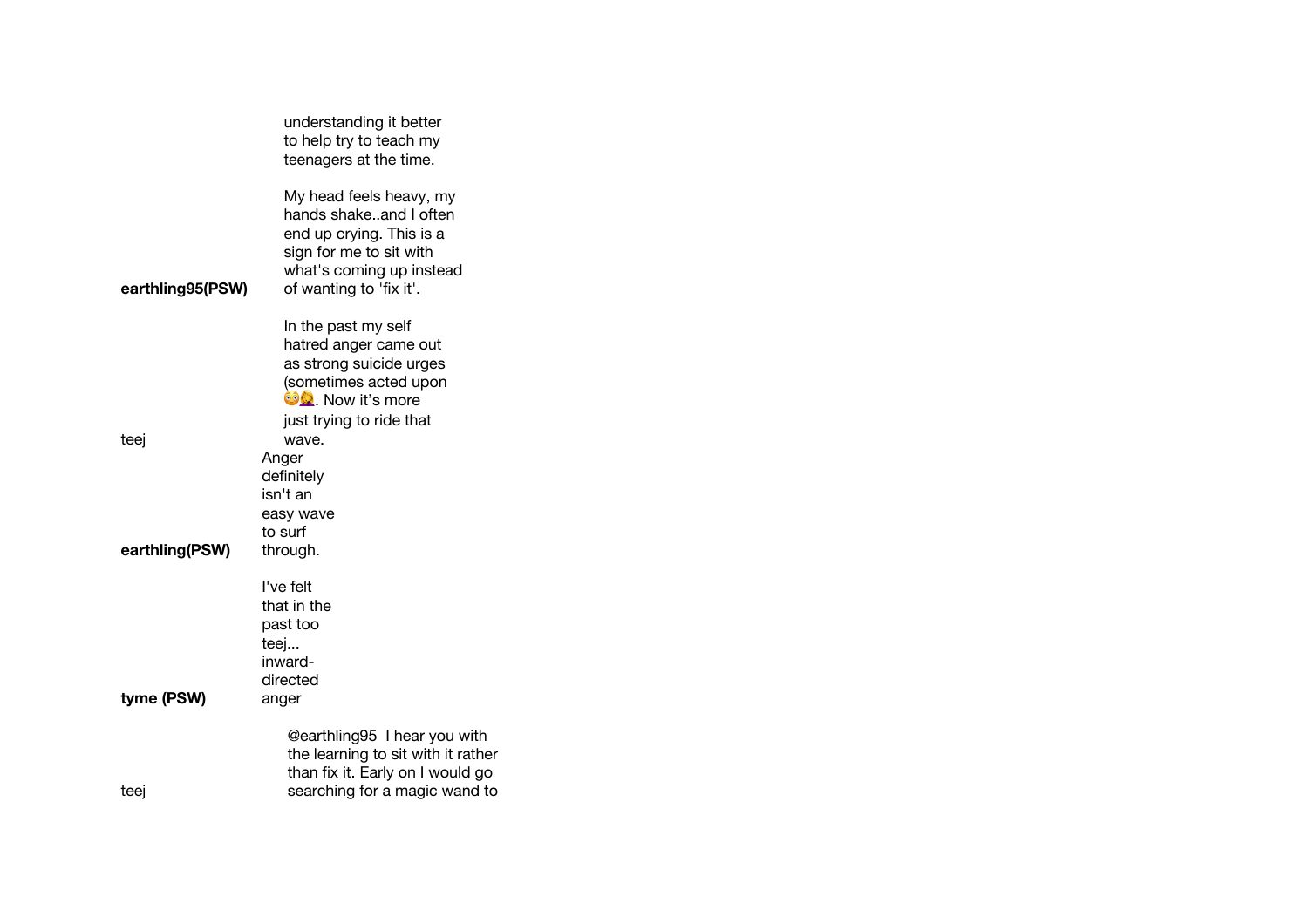| | |
|---|---|
| **earthling95(PSW)** | understanding it better to help try to teach my teenagers at the time.<br><br>My head feels heavy, my hands shake..and I often end up crying. This is a sign for me to sit with what's coming up instead of wanting to 'fix it'. |
| teej | In the past my self hatred anger came out as strong suicide urges (sometimes acted upon 😳🤦‍♀️. Now it's more just trying to ride that wave. |
| **earthling(PSW)** | Anger definitely isn't an easy wave to surf through. |
| **tyme (PSW)** | I've felt that in the past too teej... inward-directed anger |
| teej | @earthling95 I hear you with the learning to sit with it rather than fix it. Early on I would go searching for a magic wand to |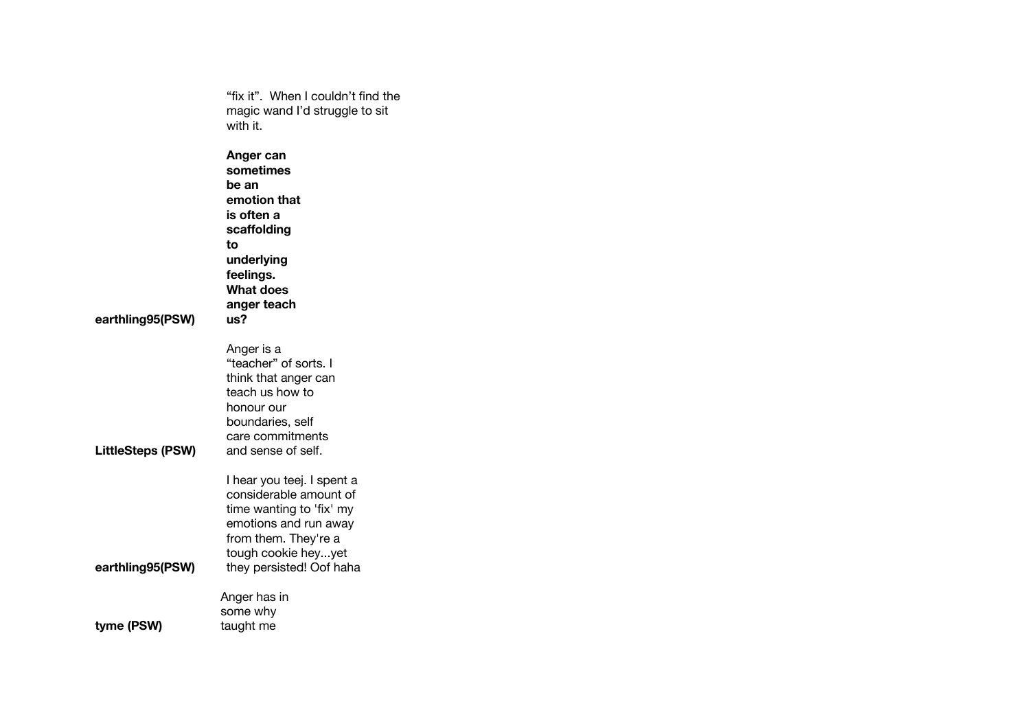"fix it". When I couldn't find the magic wand I'd struggle to sit with it.

**earthling95(PSW)** **Anger can sometimes be an emotion that is often a scaffolding to underlying feelings. What does anger teach us?**

**LittleSteps (PSW)** Anger is a "teacher" of sorts. I think that anger can teach us how to honour our boundaries, self care commitments and sense of self.

**earthling95(PSW)** I hear you teej. I spent a considerable amount of time wanting to 'fix' my emotions and run away from them. They're a tough cookie hey...yet they persisted! Oof haha

**tyme (PSW)** Anger has in some why taught me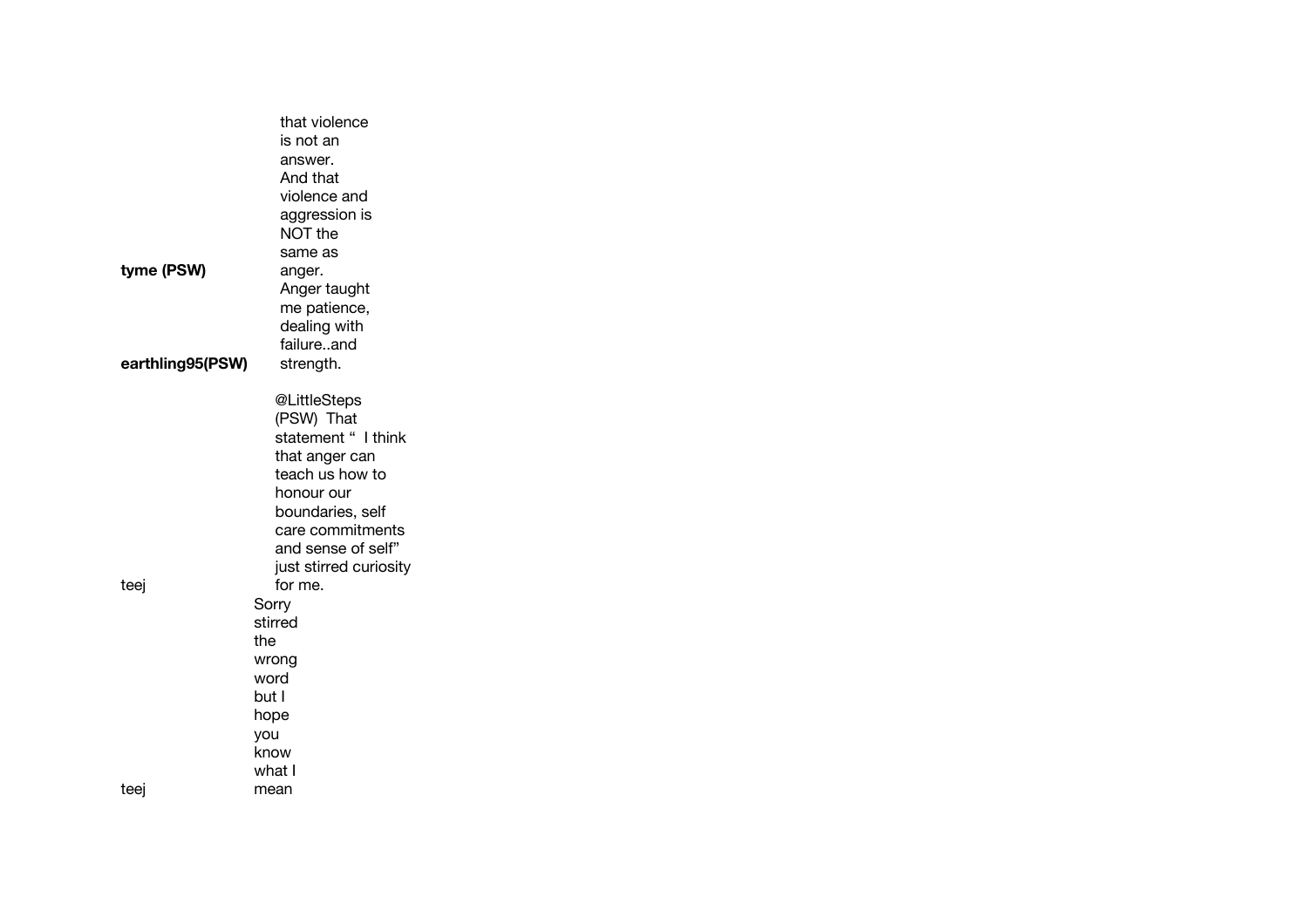**tyme (PSW)** that violence is not an answer. And that violence and aggression is NOT the same as anger.

**earthling95(PSW)** Anger taught me patience, dealing with failure..and strength.

teej @LittleSteps (PSW) That statement " I think that anger can teach us how to honour our boundaries, self care commitments and sense of self" just stirred curiosity for me.

teej Sorry stirred the wrong word but I hope you know what I mean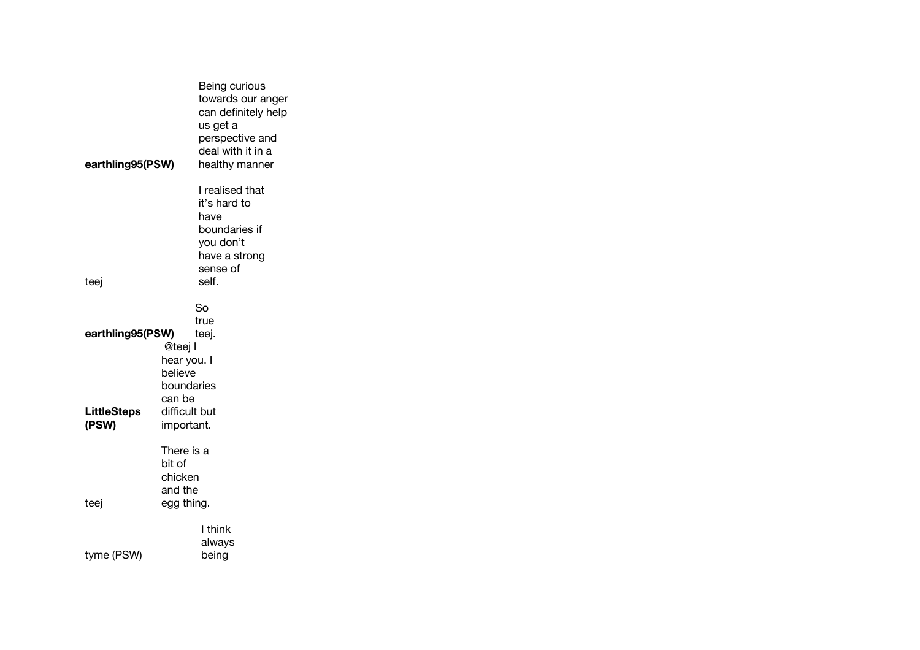| | |
|---|---|
| **earthling95(PSW)** | Being curious towards our anger can definitely help us get a perspective and deal with it in a healthy manner |
| teej | I realised that it's hard to have boundaries if you don't have a strong sense of self. |
| **earthling95(PSW)** | So true teej. |
| **LittleSteps (PSW)** | @teej I hear you. I believe boundaries can be difficult but important. |
| teej | There is a bit of chicken and the egg thing. |
| tyme (PSW) | I think always being |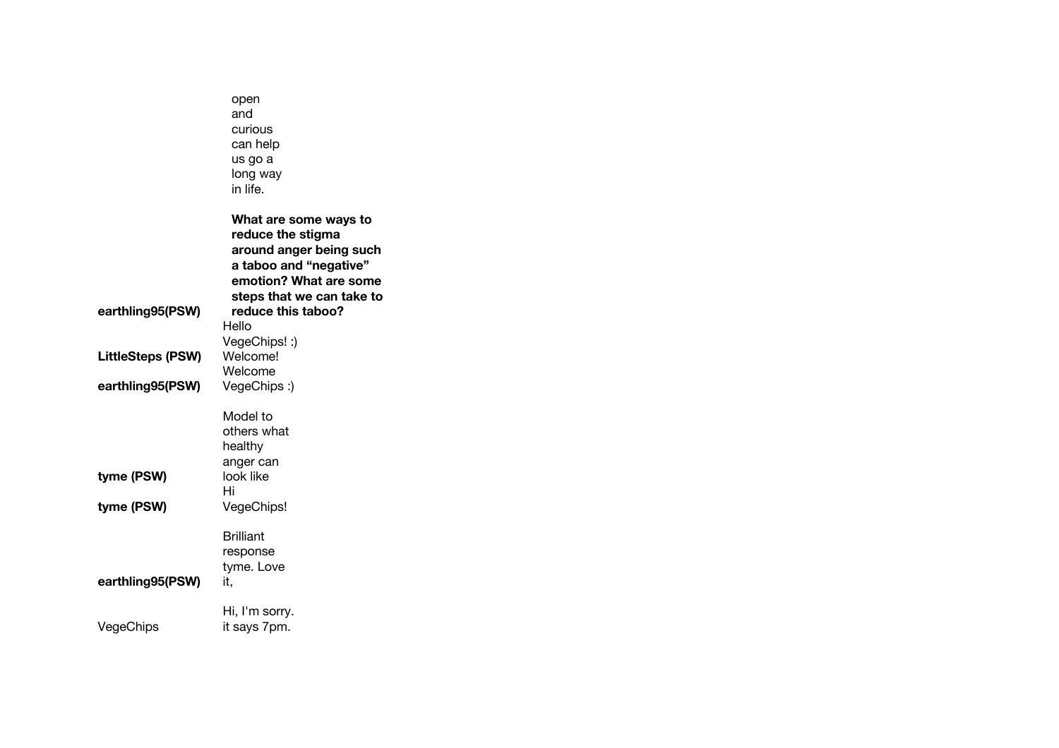| | |
|---|---|
| earthling95(PSW) | open and curious can help us go a long way in life.<br><br>**What are some ways to reduce the stigma around anger being such a taboo and "negative" emotion? What are some steps that we can take to reduce this taboo?** |
| LittleSteps (PSW) | Hello VegeChips! :) |
| earthling95(PSW) | Welcome! Welcome VegeChips :) |
| tyme (PSW) | Model to others what healthy anger can look like |
| tyme (PSW) | Hi VegeChips! |
| earthling95(PSW) | Brilliant response tyme. Love it, |
| VegeChips | Hi, I'm sorry. it says 7pm. |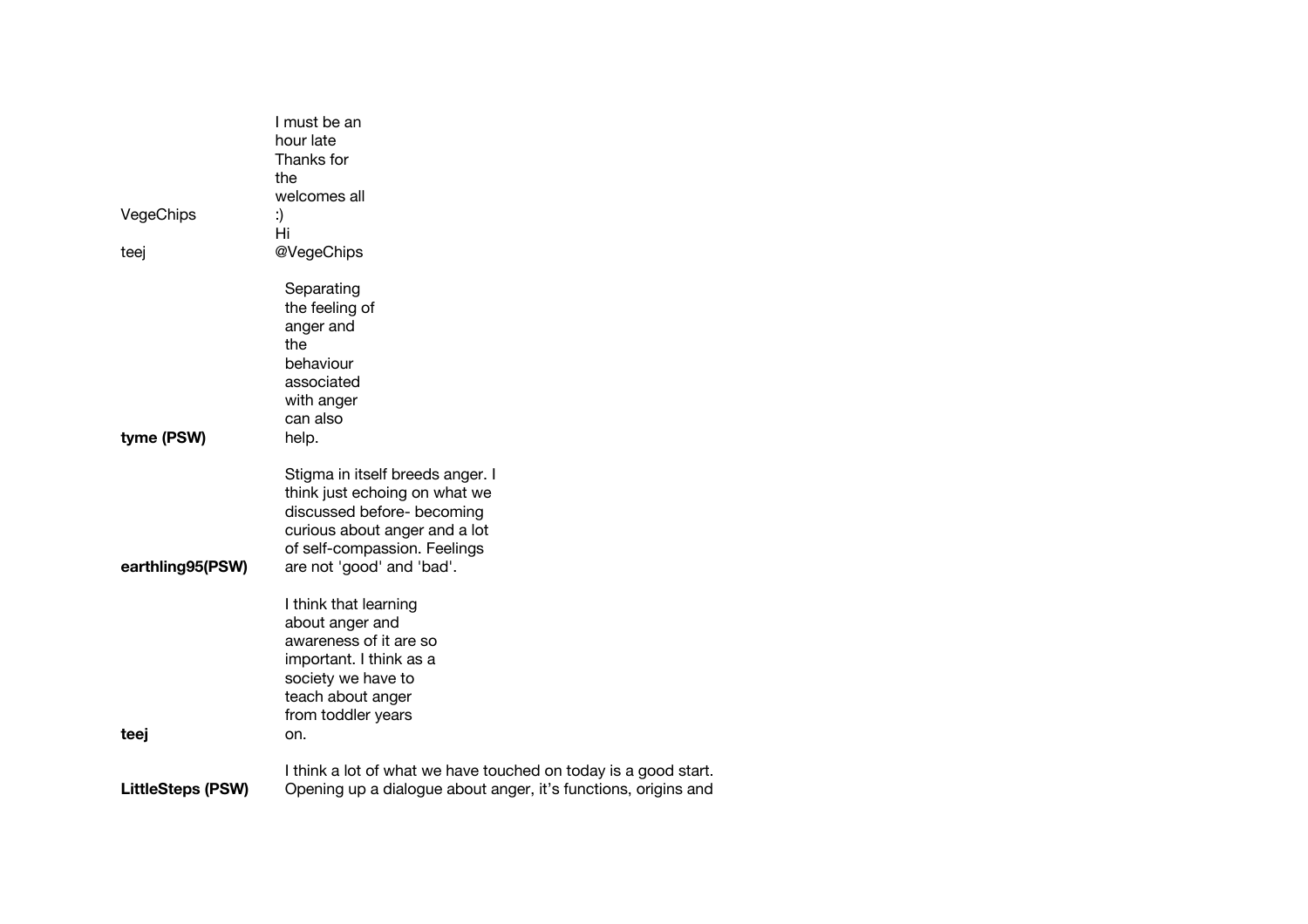| | |
|---|---|
| VegeChips | I must be an hour late Thanks for the welcomes all :) |
| teej | Hi @VegeChips |
| **tyme (PSW)** | Separating the feeling of anger and the behaviour associated with anger can also help. |
| **earthling95(PSW)** | Stigma in itself breeds anger. I think just echoing on what we discussed before- becoming curious about anger and a lot of self-compassion. Feelings are not 'good' and 'bad'. |
| **teej** | I think that learning about anger and awareness of it are so important. I think as a society we have to teach about anger from toddler years on. |
| **LittleSteps (PSW)** | I think a lot of what we have touched on today is a good start. Opening up a dialogue about anger, it's functions, origins and |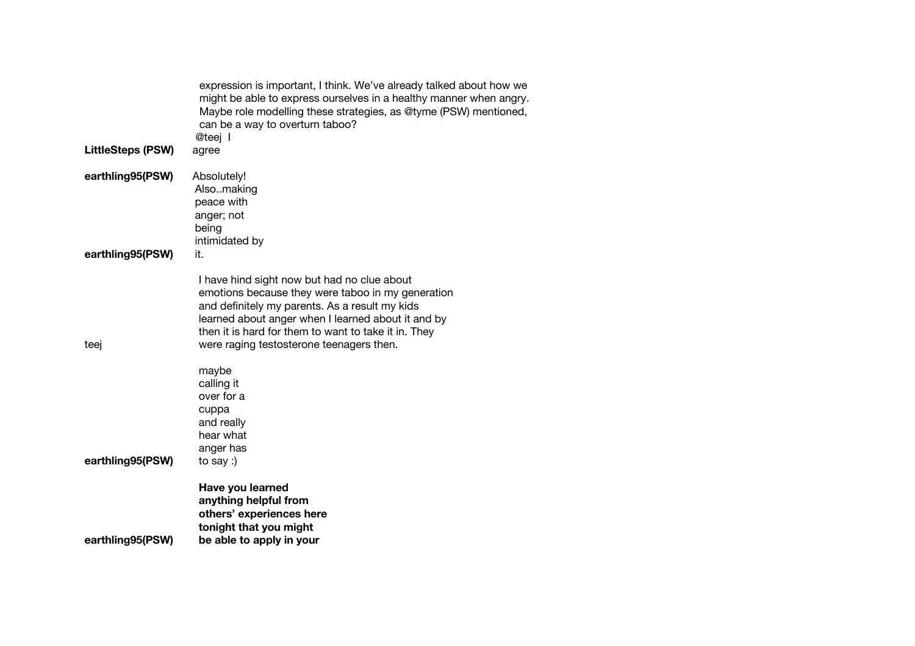| | |
|---|---|
| | expression is important, I think. We've already talked about how we might be able to express ourselves in a healthy manner when angry. Maybe role modelling these strategies, as @tyme (PSW) mentioned, can be a way to overturn taboo? |
| **LittleSteps (PSW)** | @teej I agree |
| **earthling95(PSW)** | Absolutely! |
| **earthling95(PSW)** | Also..making peace with anger; not being intimidated by it. |
| teej | I have hind sight now but had no clue about emotions because they were taboo in my generation and definitely my parents. As a result my kids learned about anger when I learned about it and by then it is hard for them to want to take it in. They were raging testosterone teenagers then. |
| **earthling95(PSW)** | maybe calling it over for a cuppa and really hear what anger has to say :) |
| **earthling95(PSW)** | **Have you learned anything helpful from others' experiences here tonight that you might be able to apply in your** |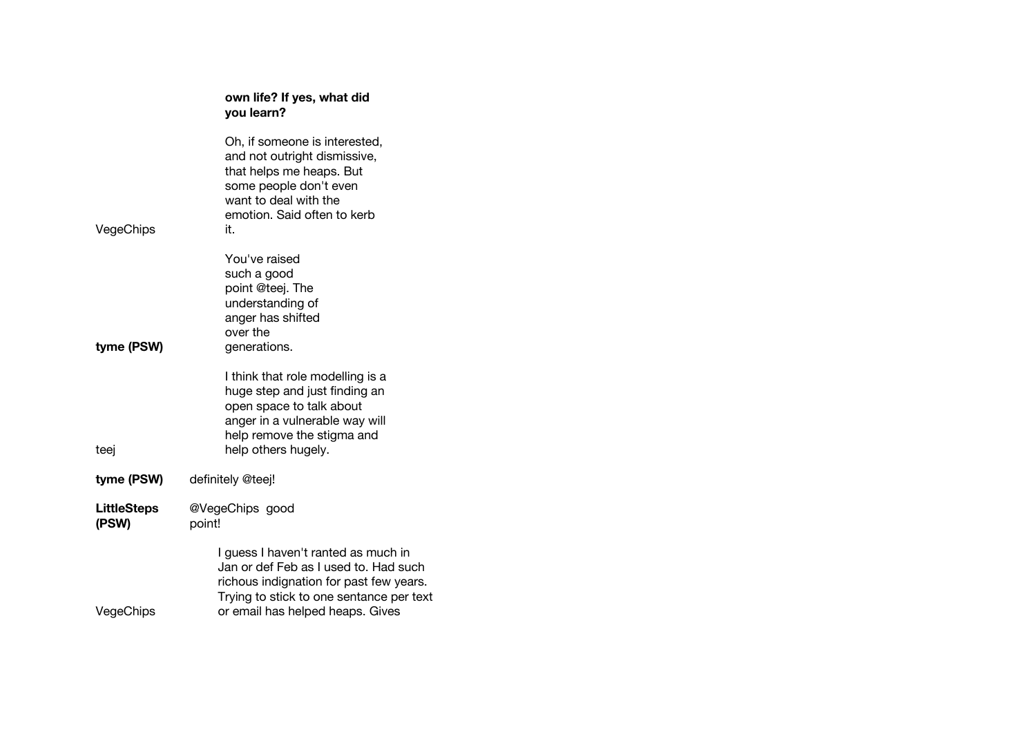**own life? If yes, what did you learn?**

**VegeChips**: Oh, if someone is interested, and not outright dismissive, that helps me heaps. But some people don't even want to deal with the emotion. Said often to kerb it.

**tyme (PSW)**: You've raised such a good point @teej. The understanding of anger has shifted over the generations.

**teej**: I think that role modelling is a huge step and just finding an open space to talk about anger in a vulnerable way will help remove the stigma and help others hugely.

**tyme (PSW)**: definitely @teej!

**LittleSteps (PSW)**: @VegeChips good point!

**VegeChips**: I guess I haven't ranted as much in Jan or def Feb as I used to. Had such richous indignation for past few years. Trying to stick to one sentance per text or email has helped heaps. Gives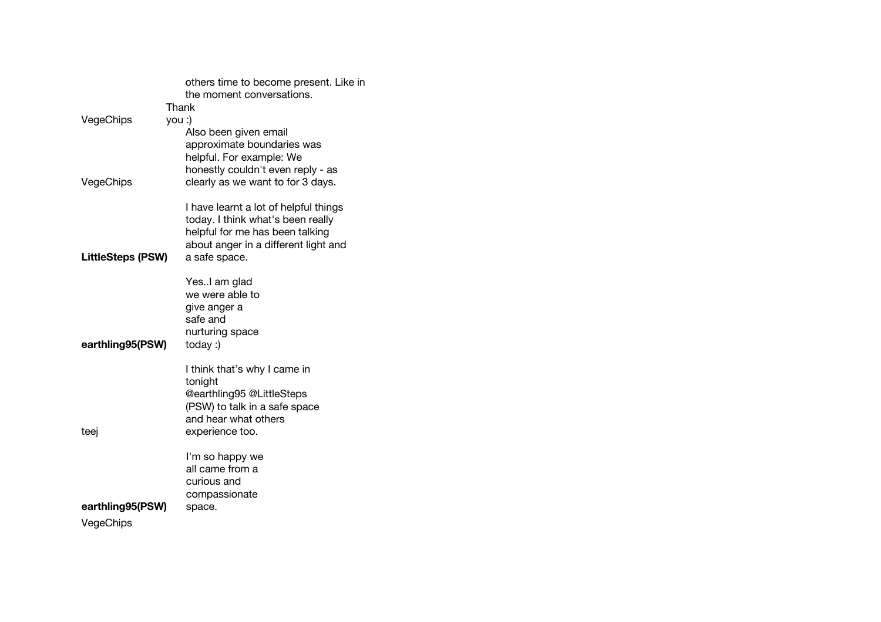| | |
|---|---|
| | others time to become present. Like in the moment conversations. |
| VegeChips | Thank you :) |
| VegeChips | Also been given email approximate boundaries was helpful. For example: We honestly couldn't even reply - as clearly as we want to for 3 days. |
| **LittleSteps (PSW)** | I have learnt a lot of helpful things today. I think what's been really helpful for me has been talking about anger in a different light and a safe space. |
| **earthling95(PSW)** | Yes..I am glad we were able to give anger a safe and nurturing space today :) |
| teej | I think that's why I came in tonight @earthling95 @LittleSteps (PSW) to talk in a safe space and hear what others experience too. |
| **earthling95(PSW)** | I'm so happy we all came from a curious and compassionate space. |
| VegeChips | |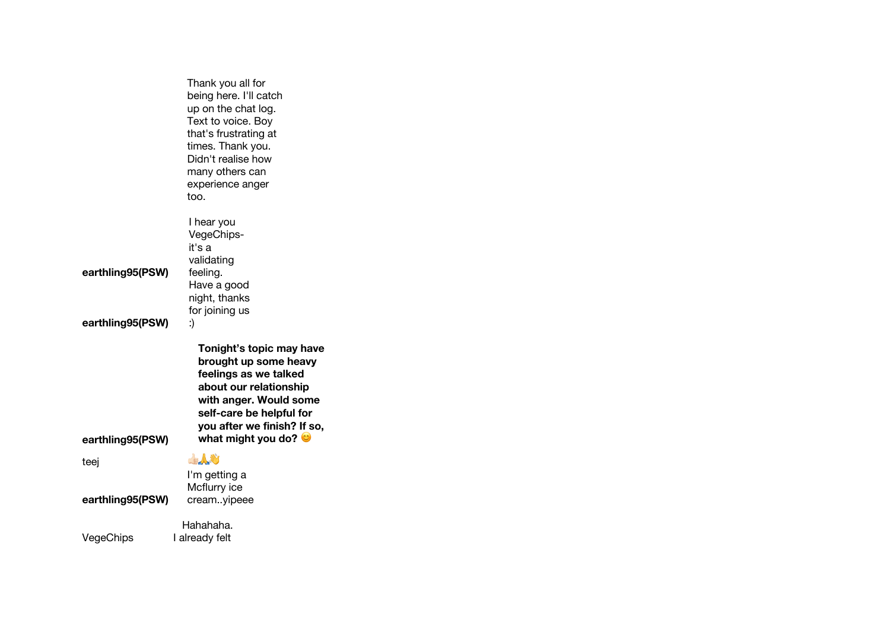| | |
|---|---|
| | Thank you all for being here. I'll catch up on the chat log. Text to voice. Boy that's frustrating at times. Thank you. Didn't realise how many others can experience anger too. |
| **earthling95(PSW)** | I hear you VegeChips- it's a validating feeling. |
| **earthling95(PSW)** | Have a good night, thanks for joining us :) |
| **earthling95(PSW)** | **Tonight's topic may have brought up some heavy feelings as we talked about our relationship with anger. Would some self-care be helpful for you after we finish? If so, what might you do? 😊** |
| teej | 👍🏻🙏👋 |
| **earthling95(PSW)** | I'm getting a Mcflurry ice cream..yipeee |
| VegeChips | Hahahaha. I already felt |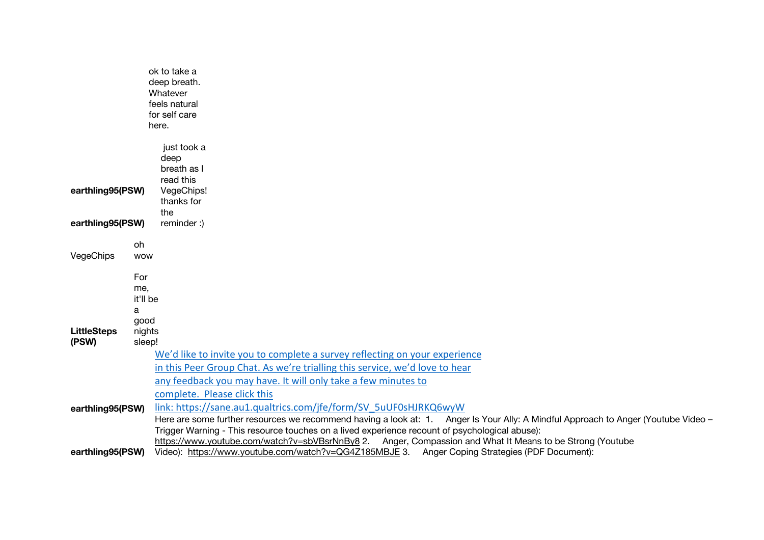| | |
|---|---|
| | ok to take a deep breath. Whatever feels natural for self care here. |
| **earthling95(PSW)** **earthling95(PSW)** | just took a deep breath as I read this VegeChips! thanks for the reminder :) |
| VegeChips | oh wow |
| **LittleSteps (PSW)** | For me, it'll be a good nights sleep! |
| **earthling95(PSW)** | We'd like to invite you to complete a survey reflecting on your experience in this Peer Group Chat. As we're trialling this service, we'd love to hear any feedback you may have. It will only take a few minutes to complete. Please click this link: https://sane.au1.qualtrics.com/jfe/form/SV_5uUF0sHJRKQ6wyW |
| **earthling95(PSW)** | Here are some further resources we recommend having a look at: 1. Anger Is Your Ally: A Mindful Approach to Anger (Youtube Video – Trigger Warning - This resource touches on a lived experience recount of psychological abuse): https://www.youtube.com/watch?v=sbVBsrNnBy8 2. Anger, Compassion and What It Means to be Strong (Youtube Video): https://www.youtube.com/watch?v=QG4Z185MBJE 3. Anger Coping Strategies (PDF Document): |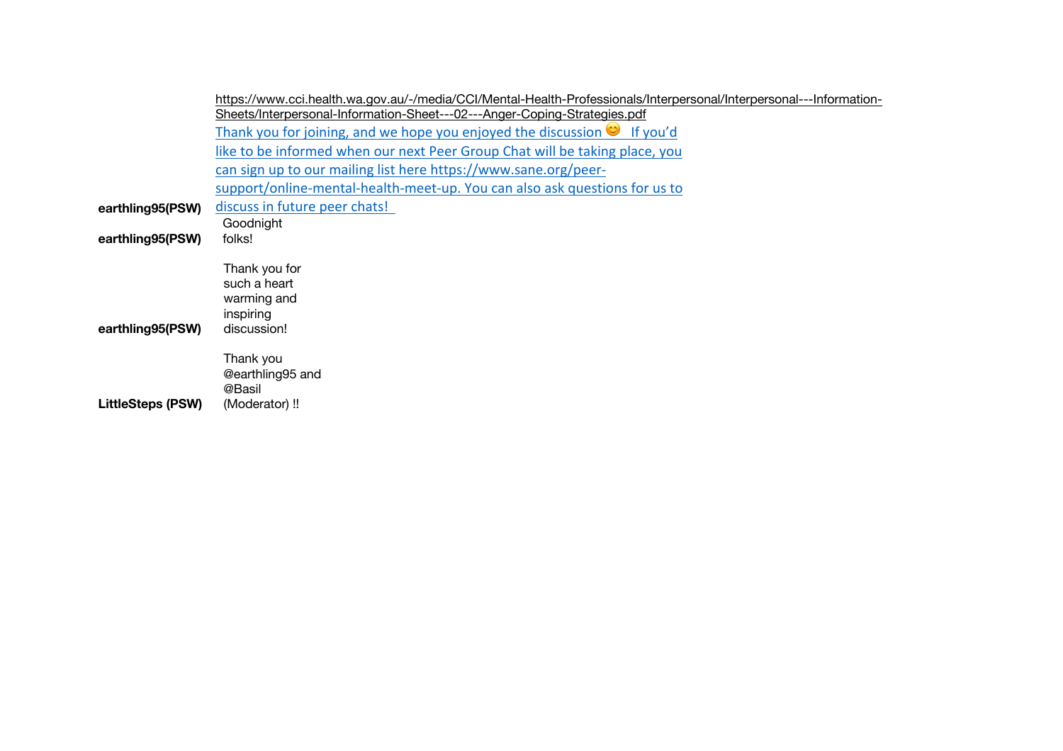| | |
|---|---|
| | https://www.cci.health.wa.gov.au/-/media/CCI/Mental-Health-Professionals/Interpersonal/Interpersonal---Information-Sheets/Interpersonal-Information-Sheet---02---Anger-Coping-Strategies.pdf |
| **earthling95(PSW)** | Thank you for joining, and we hope you enjoyed the discussion 😊 If you'd like to be informed when our next Peer Group Chat will be taking place, you can sign up to our mailing list here https://www.sane.org/peer-support/online-mental-health-meet-up. You can also ask questions for us to discuss in future peer chats! |
| **earthling95(PSW)** | Goodnight folks! |
| **earthling95(PSW)** | Thank you for such a heart warming and inspiring discussion! |
| **LittleSteps (PSW)** | Thank you @earthling95 and @Basil (Moderator) !! |